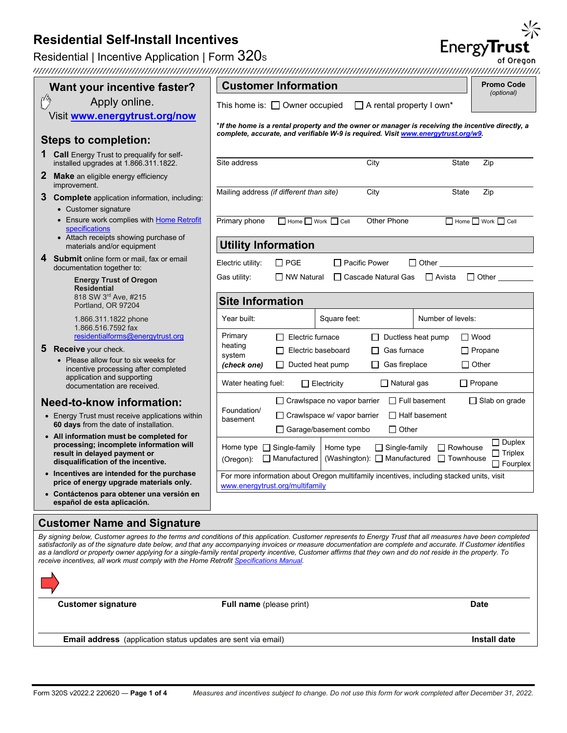# Residential Self-Install Incentives

Residential | Incentive Application | Form 320S

EnergyTrust of Oregon

## Want your incentive faster?

Apply online.

Visit **www.energytrust.org/now**

### Steps to completion:

1. **Call** Energy Trust to prequalify for self-installed upgrades at 1.866.311.1822.
2. **Make** an eligible energy efficiency improvement.
3. **Complete** application information, including:
   - Customer signature
   - Ensure work complies with Home Retrofit specifications
   - Attach receipts showing purchase of materials and/or equipment
4. **Submit** online form or mail, fax or email documentation together to:

   **Energy Trust of Oregon**
   **Residential**
   818 SW 3rd Ave, #215
   Portland, OR 97204

   1.866.311.1822 phone
   1.866.516.7592 fax
   residentialforms@energytrust.org
5. **Receive** your check.
   - Please allow four to six weeks for incentive processing after completed application and supporting documentation are received.

### Need-to-know information:

- Energy Trust must receive applications within **60 days** from the date of installation.
- **All information must be completed for processing; incomplete information will result in delayed payment or disqualification of the incentive.**
- **Incentives are intended for the purchase price of energy upgrade materials only.**
- **Contáctenos para obtener una versión en español de esta aplicación.**

## Customer Information

**Promo Code** *(optional)*

This home is: ☐ Owner occupied ☐ A rental property I own*

***If the home is a rental property and the owner or manager is receiving the incentive directly, a complete, accurate, and verifiable W-9 is required. Visit www.energytrust.org/w9.***

| Site address | City | State | Zip |
|---|---|---|---|
| | | | |

| Mailing address *(if different than site)* | City | State | Zip |
|---|---|---|---|
| | | | |

Primary phone ☐ Home ☐ Work ☐ Cell Other Phone ☐ Home ☐ Work ☐ Cell

## Utility Information

Electric utility: ☐ PGE ☐ Pacific Power ☐ Other ________

Gas utility: ☐ NW Natural ☐ Cascade Natural Gas ☐ Avista ☐ Other ________

## Site Information

| Year built: | Square feet: | Number of levels: |
|---|---|---|

Primary heating system ***(check one)***: ☐ Electric furnace ☐ Ductless heat pump ☐ Wood ☐ Electric baseboard ☐ Gas furnace ☐ Propane ☐ Ducted heat pump ☐ Gas fireplace ☐ Other

Water heating fuel: ☐ Electricity ☐ Natural gas ☐ Propane

Foundation/ basement: ☐ Crawlspace no vapor barrier ☐ Full basement ☐ Slab on grade ☐ Crawlspace w/ vapor barrier ☐ Half basement ☐ Garage/basement combo ☐ Other

Home type (Oregon): ☐ Single-family ☐ Manufactured

Home type (Washington): ☐ Single-family ☐ Manufactured ☐ Rowhouse ☐ Townhouse ☐ Duplex ☐ Triplex ☐ Fourplex

For more information about Oregon multifamily incentives, including stacked units, visit www.energytrust.org/multifamily

## Customer Name and Signature

*By signing below, Customer agrees to the terms and conditions of this application. Customer represents to Energy Trust that all measures have been completed satisfactorily as of the signature date below, and that any accompanying invoices or measure documentation are complete and accurate. If Customer identifies as a landlord or property owner applying for a single-family rental property incentive, Customer affirms that they own and do not reside in the property. To receive incentives, all work must comply with the Home Retrofit Specifications Manual.*

| **Customer signature** | **Full name** (please print) | **Date** |
|---|---|---|
| | | |

| **Email address** (application status updates are sent via email) | **Install date** |
|---|---|
| | |

Form 320S v2022.2 220620 — *Measures and incentives subject to change. Do not use this form for work completed after December 31, 2022.*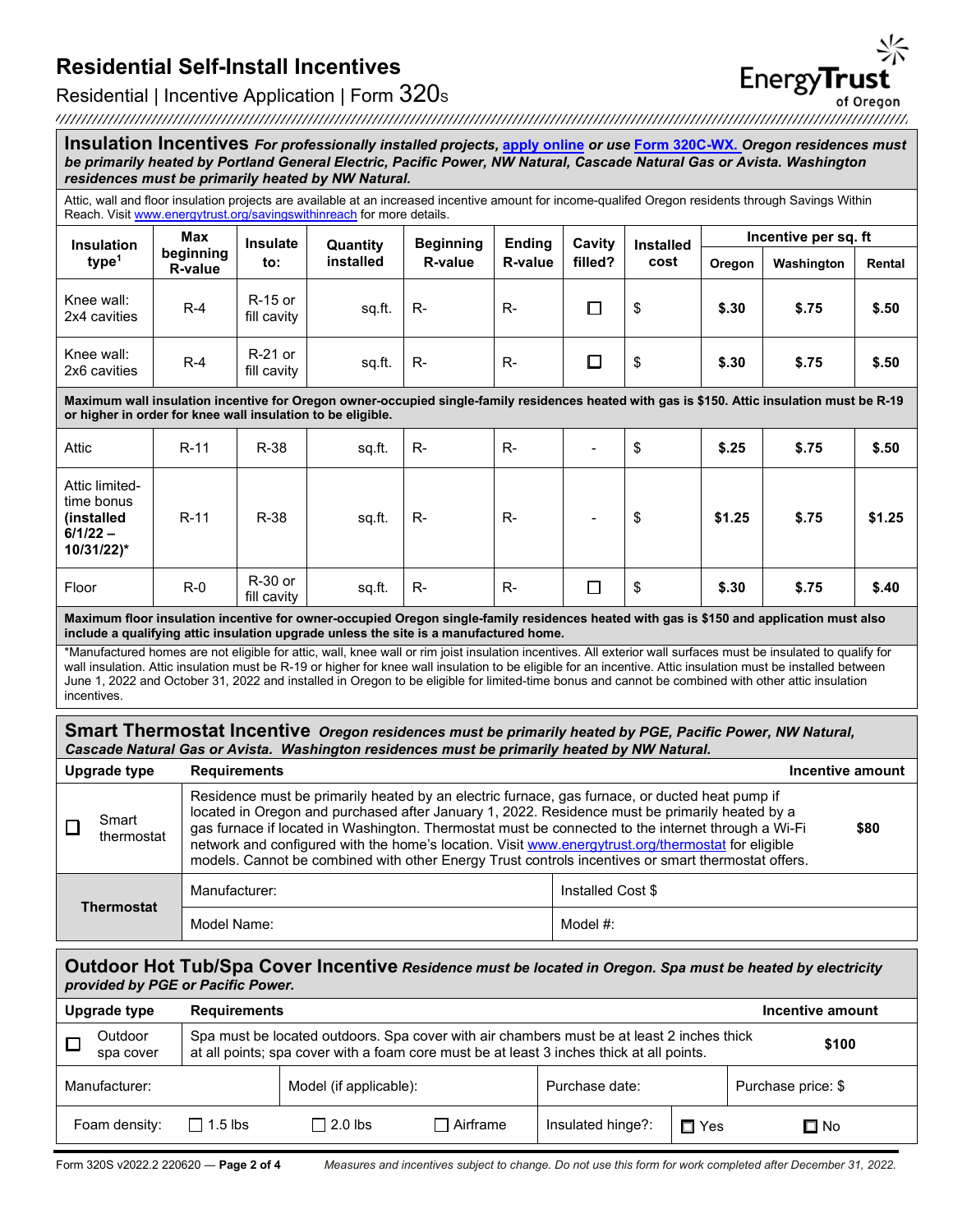# Residential Self-Install Incentives

Residential | Incentive Application | Form 320S

## Insulation Incentives

***For professionally installed projects, apply online or use Form 320C-WX. Oregon residences must be primarily heated by Portland General Electric, Pacific Power, NW Natural, Cascade Natural Gas or Avista. Washington residences must be primarily heated by NW Natural.***

Attic, wall and floor insulation projects are available at an increased incentive amount for income-qualifed Oregon residents through Savings Within Reach. Visit www.energytrust.org/savingswithinreach for more details.

| Insulation type[1] | Max beginning R-value | Insulate to: | Quantity installed | Beginning R-value | Ending R-value | Cavity filled? | Installed cost | Incentive per sq. ft | | |
|---|---|---|---|---|---|---|---|---|---|---|
| | | | | | | | | Oregon | Washington | Rental |
| Knee wall: 2x4 cavities | R-4 | R-15 or fill cavity | sq.ft. | R- | R- | ☐ | $ | **$.30** | **$.75** | **$.50** |
| Knee wall: 2x6 cavities | R-4 | R-21 or fill cavity | sq.ft. | R- | R- | ☐ | $ | **$.30** | **$.75** | **$.50** |
| **Maximum wall insulation incentive for Oregon owner-occupied single-family residences heated with gas is $150. Attic insulation must be R-19 or higher in order for knee wall insulation to be eligible.** | | | | | | | | | | |
| Attic | R-11 | R-38 | sq.ft. | R- | R- | - | $ | **$.25** | **$.75** | **$.50** |
| Attic limited-time bonus **(installed 6/1/22 – 10/31/22)*** | R-11 | R-38 | sq.ft. | R- | R- | - | $ | **$1.25** | **$.75** | **$1.25** |
| Floor | R-0 | R-30 or fill cavity | sq.ft. | R- | R- | ☐ | $ | **$.30** | **$.75** | **$.40** |
| **Maximum floor insulation incentive for owner-occupied Oregon single-family residences heated with gas is $150 and application must also include a qualifying attic insulation upgrade unless the site is a manufactured home.** | | | | | | | | | | |

*Manufactured homes are not eligible for attic, wall, knee wall or rim joist insulation incentives. All exterior wall surfaces must be insulated to qualify for wall insulation. Attic insulation must be R-19 or higher for knee wall insulation to be eligible for an incentive. Attic insulation must be installed between June 1, 2022 and October 31, 2022 and installed in Oregon to be eligible for limited-time bonus and cannot be combined with other attic insulation incentives.

## Smart Thermostat Incentive

***Oregon residences must be primarily heated by PGE, Pacific Power, NW Natural, Cascade Natural Gas or Avista. Washington residences must be primarily heated by NW Natural.***

| Upgrade type | Requirements | Incentive amount |
|---|---|---|
| ☐ Smart thermostat | Residence must be primarily heated by an electric furnace, gas furnace, or ducted heat pump if located in Oregon and purchased after January 1, 2022. Residence must be primarily heated by a gas furnace if located in Washington. Thermostat must be connected to the internet through a Wi-Fi network and configured with the home's location. Visit www.energytrust.org/thermostat for eligible models. Cannot be combined with other Energy Trust controls incentives or smart thermostat offers. | $80 |

| **Thermostat** | | |
|---|---|---|
| | Manufacturer: | Installed Cost $ |
| | Model Name: | Model #: |

## Outdoor Hot Tub/Spa Cover Incentive

***Residence must be located in Oregon. Spa must be heated by electricity provided by PGE or Pacific Power.***

| Upgrade type | Requirements | Incentive amount |
|---|---|---|
| ☐ Outdoor spa cover | Spa must be located outdoors. Spa cover with air chambers must be at least 2 inches thick at all points; spa cover with a foam core must be at least 3 inches thick at all points. | $100 |

| Manufacturer: | Model (if applicable): | Purchase date: | Purchase price: $ |
|---|---|---|---|
| Foam density: ☐ 1.5 lbs ☐ 2.0 lbs ☐ Airframe | | Insulated hinge?: ☐ Yes ☐ No | |

Form 320S v2022.2 220620

*Measures and incentives subject to change. Do not use this form for work completed after December 31, 2022.*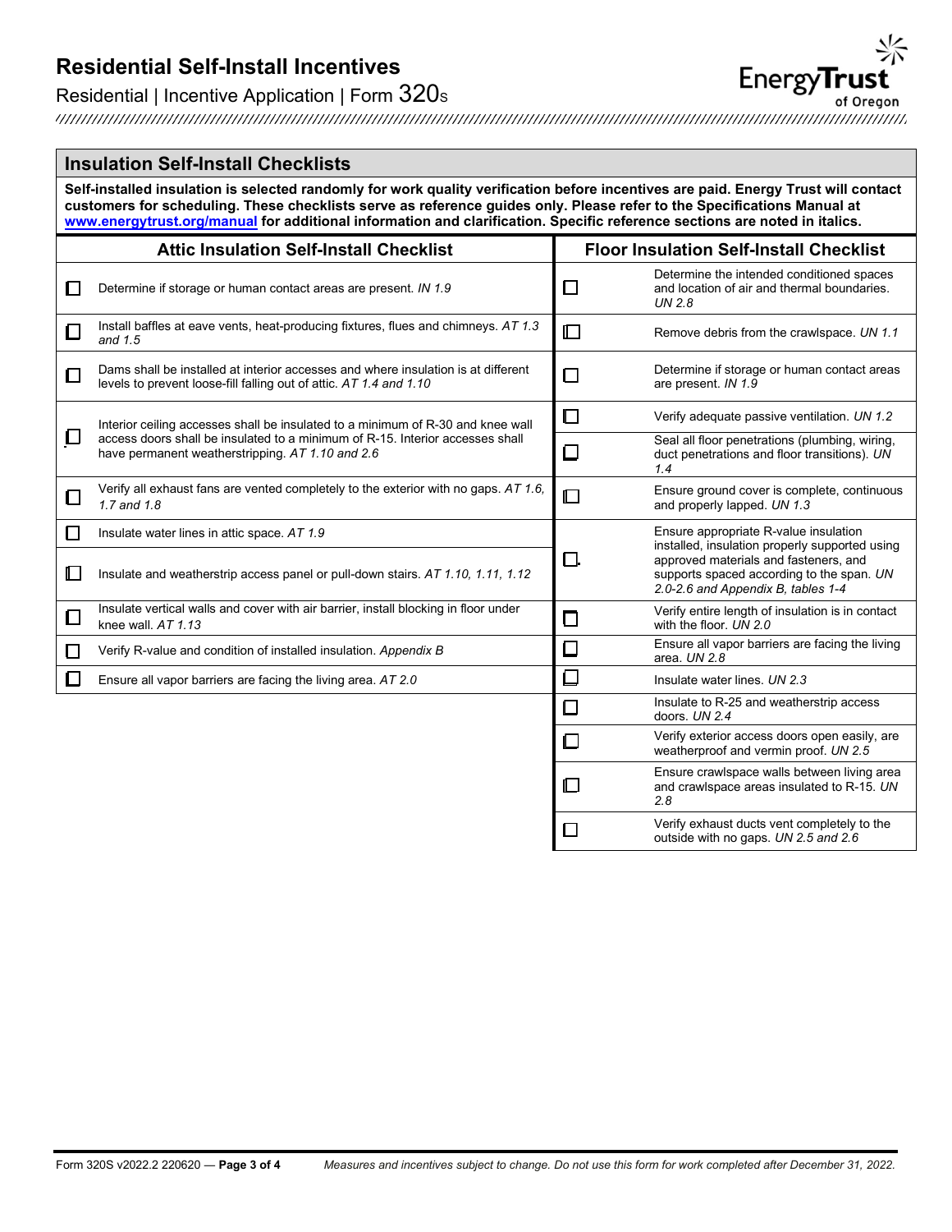## Insulation Self-Install Checklists

**Self-installed insulation is selected randomly for work quality verification before incentives are paid. Energy Trust will contact customers for scheduling. These checklists serve as reference guides only. Please refer to the Specifications Manual at [www.energytrust.org/manual](www.energytrust.org/manual) for additional information and clarification. Specific reference sections are noted in italics.**

### Attic Insulation Self-Install Checklist

- ☐ Determine if storage or human contact areas are present. *IN 1.9*
- ☐ Install baffles at eave vents, heat-producing fixtures, flues and chimneys. *AT 1.3 and 1.5*
- ☐ Dams shall be installed at interior accesses and where insulation is at different levels to prevent loose-fill falling out of attic. *AT 1.4 and 1.10*
- ☐ Interior ceiling accesses shall be insulated to a minimum of R-30 and knee wall access doors shall be insulated to a minimum of R-15. Interior accesses shall have permanent weatherstripping. *AT 1.10 and 2.6*
- ☐ Verify all exhaust fans are vented completely to the exterior with no gaps. *AT 1.6, 1.7 and 1.8*
- ☐ Insulate water lines in attic space. *AT 1.9*
- ☐ Insulate and weatherstrip access panel or pull-down stairs. *AT 1.10, 1.11, 1.12*
- ☐ Insulate vertical walls and cover with air barrier, install blocking in floor under knee wall. *AT 1.13*
- ☐ Verify R-value and condition of installed insulation. *Appendix B*
- ☐ Ensure all vapor barriers are facing the living area. *AT 2.0*

### Floor Insulation Self-Install Checklist

- ☐ Determine the intended conditioned spaces and location of air and thermal boundaries. *UN 2.8*
- ☐ Remove debris from the crawlspace. *UN 1.1*
- ☐ Determine if storage or human contact areas are present. *IN 1.9*
- ☐ Verify adequate passive ventilation. *UN 1.2*
- ☐ Seal all floor penetrations (plumbing, wiring, duct penetrations and floor transitions). *UN 1.4*
- ☐ Ensure ground cover is complete, continuous and properly lapped. *UN 1.3*
- ☐ Ensure appropriate R-value insulation installed, insulation properly supported using approved materials and fasteners, and supports spaced according to the span. *UN 2.0-2.6 and Appendix B, tables 1-4*
- ☐ Verify entire length of insulation is in contact with the floor. *UN 2.0*
- ☐ Ensure all vapor barriers are facing the living area. *UN 2.8*
- ☐ Insulate water lines. *UN 2.3*
- ☐ Insulate to R-25 and weatherstrip access doors. *UN 2.4*
- ☐ Verify exterior access doors open easily, are weatherproof and vermin proof. *UN 2.5*
- ☐ Ensure crawlspace walls between living area and crawlspace areas insulated to R-15. *UN 2.8*
- ☐ Verify exhaust ducts vent completely to the outside with no gaps. *UN 2.5 and 2.6*

Form 320S v2022.2 220620 — *Measures and incentives subject to change. Do not use this form for work completed after December 31, 2022.*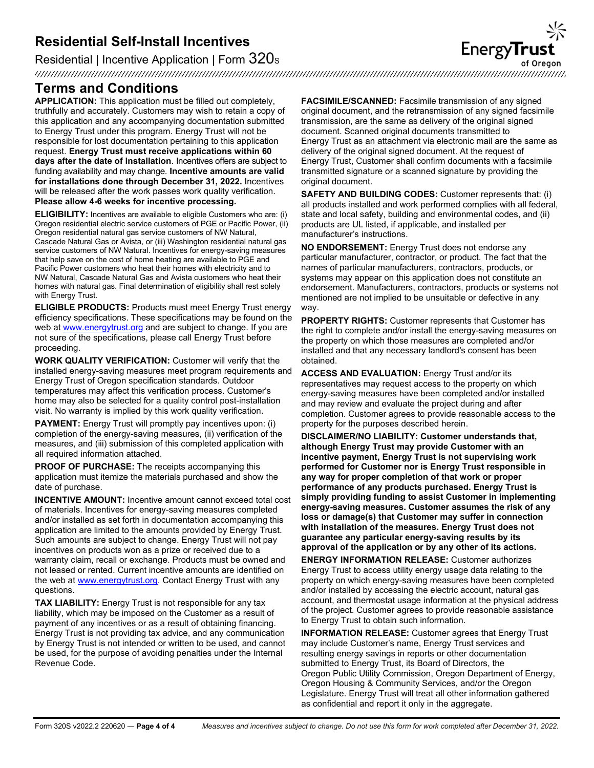# Residential Self-Install Incentives

Residential | Incentive Application | Form 320s

## Terms and Conditions

**APPLICATION:** This application must be filled out completely, truthfully and accurately. Customers may wish to retain a copy of this application and any accompanying documentation submitted to Energy Trust under this program. Energy Trust will not be responsible for lost documentation pertaining to this application request. **Energy Trust must receive applications within 60 days after the date of installation**. Incentives offers are subject to funding availability and may change. **Incentive amounts are valid for installations done through December 31, 2022.** Incentives will be released after the work passes work quality verification. **Please allow 4-6 weeks for incentive processing.**

**ELIGIBILITY:** Incentives are available to eligible Customers who are: (i) Oregon residential electric service customers of PGE or Pacific Power, (ii) Oregon residential natural gas service customers of NW Natural, Cascade Natural Gas or Avista, or (iii) Washington residential natural gas service customers of NW Natural. Incentives for energy-saving measures that help save on the cost of home heating are available to PGE and Pacific Power customers who heat their homes with electricity and to NW Natural, Cascade Natural Gas and Avista customers who heat their homes with natural gas. Final determination of eligibility shall rest solely with Energy Trust.

**ELIGIBLE PRODUCTS:** Products must meet Energy Trust energy efficiency specifications. These specifications may be found on the web at www.energytrust.org and are subject to change. If you are not sure of the specifications, please call Energy Trust before proceeding.

**WORK QUALITY VERIFICATION:** Customer will verify that the installed energy-saving measures meet program requirements and Energy Trust of Oregon specification standards. Outdoor temperatures may affect this verification process. Customer's home may also be selected for a quality control post-installation visit. No warranty is implied by this work quality verification.

**PAYMENT:** Energy Trust will promptly pay incentives upon: (i) completion of the energy-saving measures, (ii) verification of the measures, and (iii) submission of this completed application with all required information attached.

**PROOF OF PURCHASE:** The receipts accompanying this application must itemize the materials purchased and show the date of purchase.

**INCENTIVE AMOUNT:** Incentive amount cannot exceed total cost of materials. Incentives for energy-saving measures completed and/or installed as set forth in documentation accompanying this application are limited to the amounts provided by Energy Trust. Such amounts are subject to change. Energy Trust will not pay incentives on products won as a prize or received due to a warranty claim, recall or exchange. Products must be owned and not leased or rented. Current incentive amounts are identified on the web at www.energytrust.org. Contact Energy Trust with any questions.

**TAX LIABILITY:** Energy Trust is not responsible for any tax liability, which may be imposed on the Customer as a result of payment of any incentives or as a result of obtaining financing. Energy Trust is not providing tax advice, and any communication by Energy Trust is not intended or written to be used, and cannot be used, for the purpose of avoiding penalties under the Internal Revenue Code.

**FACSIMILE/SCANNED:** Facsimile transmission of any signed original document, and the retransmission of any signed facsimile transmission, are the same as delivery of the original signed document. Scanned original documents transmitted to Energy Trust as an attachment via electronic mail are the same as delivery of the original signed document. At the request of Energy Trust, Customer shall confirm documents with a facsimile transmitted signature or a scanned signature by providing the original document.

**SAFETY AND BUILDING CODES:** Customer represents that: (i) all products installed and work performed complies with all federal, state and local safety, building and environmental codes, and (ii) products are UL listed, if applicable, and installed per manufacturer's instructions.

**NO ENDORSEMENT:** Energy Trust does not endorse any particular manufacturer, contractor, or product. The fact that the names of particular manufacturers, contractors, products, or systems may appear on this application does not constitute an endorsement. Manufacturers, contractors, products or systems not mentioned are not implied to be unsuitable or defective in any way.

**PROPERTY RIGHTS:** Customer represents that Customer has the right to complete and/or install the energy-saving measures on the property on which those measures are completed and/or installed and that any necessary landlord's consent has been obtained.

**ACCESS AND EVALUATION:** Energy Trust and/or its representatives may request access to the property on which energy-saving measures have been completed and/or installed and may review and evaluate the project during and after completion. Customer agrees to provide reasonable access to the property for the purposes described herein.

**DISCLAIMER/NO LIABILITY: Customer understands that, although Energy Trust may provide Customer with an incentive payment, Energy Trust is not supervising work performed for Customer nor is Energy Trust responsible in any way for proper completion of that work or proper performance of any products purchased. Energy Trust is simply providing funding to assist Customer in implementing energy-saving measures. Customer assumes the risk of any loss or damage(s) that Customer may suffer in connection with installation of the measures. Energy Trust does not guarantee any particular energy-saving results by its approval of the application or by any other of its actions.**

**ENERGY INFORMATION RELEASE:** Customer authorizes Energy Trust to access utility energy usage data relating to the property on which energy-saving measures have been completed and/or installed by accessing the electric account, natural gas account, and thermostat usage information at the physical address of the project. Customer agrees to provide reasonable assistance to Energy Trust to obtain such information.

**INFORMATION RELEASE:** Customer agrees that Energy Trust may include Customer's name, Energy Trust services and resulting energy savings in reports or other documentation submitted to Energy Trust, its Board of Directors, the Oregon Public Utility Commission, Oregon Department of Energy, Oregon Housing & Community Services, and/or the Oregon Legislature. Energy Trust will treat all other information gathered as confidential and report it only in the aggregate.

*Measures and incentives subject to change. Do not use this form for work completed after December 31, 2022.*